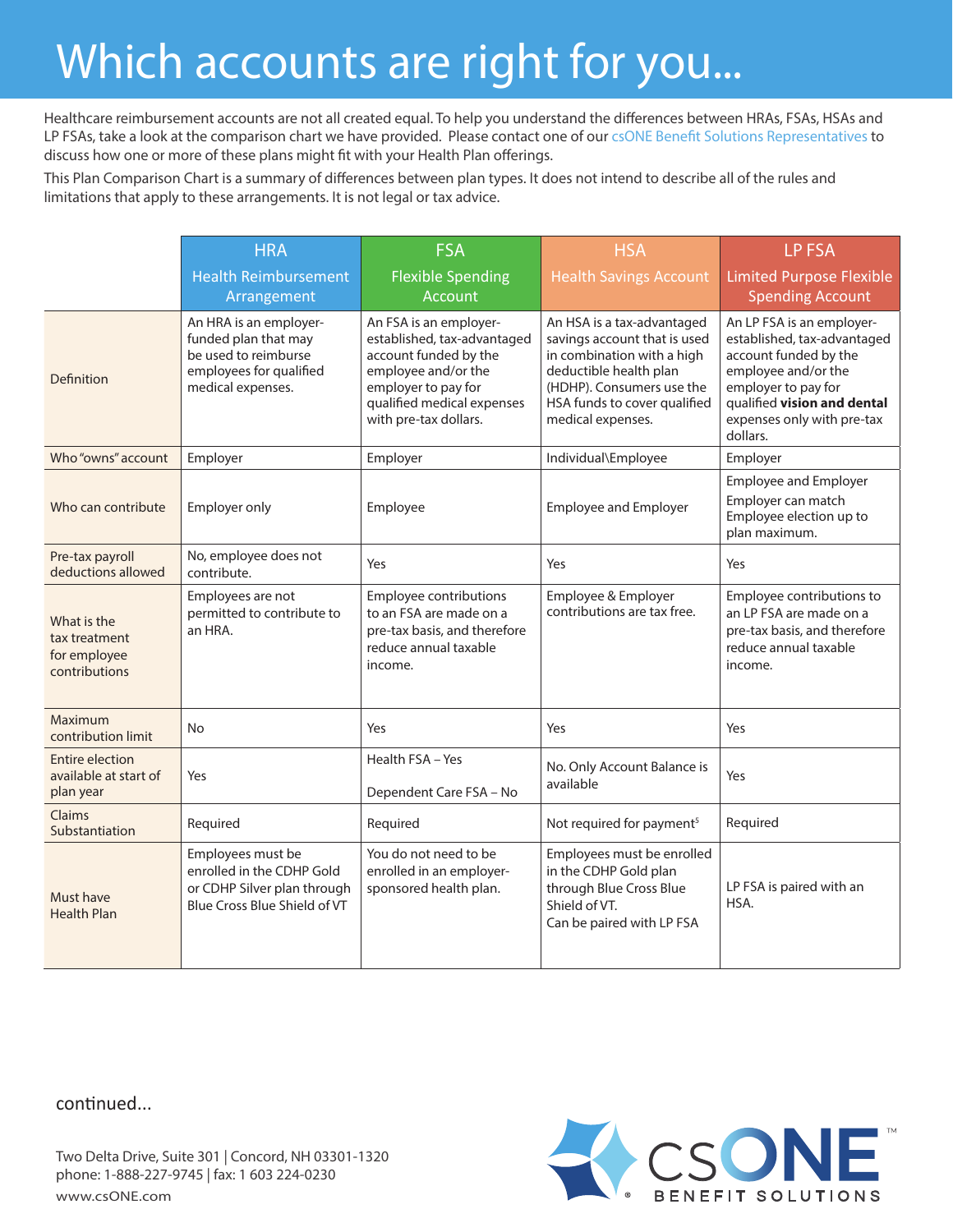# Which accounts are right for you...

Healthcare reimbursement accounts are not all created equal. To help you understand the differences between HRAs, FSAs, HSAs and LP FSAs, take a look at the comparison chart we have provided. Please contact one of our csONE Benefit Solutions Representatives to discuss how one or more of these plans might fit with your Health Plan offerings.

This Plan Comparison Chart is a summary of differences between plan types. It does not intend to describe all of the rules and limitations that apply to these arrangements. It is not legal or tax advice.

| | HRA<br>Health Reimbursement Arrangement | FSA<br>Flexible Spending Account | HSA<br>Health Savings Account | LP FSA<br>Limited Purpose Flexible Spending Account |
|---|---|---|---|---|
| Definition | An HRA is an employer-funded plan that may be used to reimburse employees for qualified medical expenses. | An FSA is an employer-established, tax-advantaged account funded by the employee and/or the employer to pay for qualified medical expenses with pre-tax dollars. | An HSA is a tax-advantaged savings account that is used in combination with a high deductible health plan (HDHP). Consumers use the HSA funds to cover qualified medical expenses. | An LP FSA is an employer-established, tax-advantaged account funded by the employee and/or the employer to pay for qualified **vision and dental** expenses only with pre-tax dollars. |
| Who "owns" account | Employer | Employer | Individual\Employee | Employer |
| Who can contribute | Employer only | Employee | Employee and Employer | Employee and Employer<br>Employer can match Employee election up to plan maximum. |
| Pre-tax payroll deductions allowed | No, employee does not contribute. | Yes | Yes | Yes |
| What is the tax treatment for employee contributions | Employees are not permitted to contribute to an HRA. | Employee contributions to an FSA are made on a pre-tax basis, and therefore reduce annual taxable income. | Employee & Employer contributions are tax free. | Employee contributions to an LP FSA are made on a pre-tax basis, and therefore reduce annual taxable income. |
| Maximum contribution limit | No | Yes | Yes | Yes |
| Entire election available at start of plan year | Yes | Health FSA – Yes<br>Dependent Care FSA – No | No. Only Account Balance is available | Yes |
| Claims Substantiation | Required | Required | Not required for payment[5] | Required |
| Must have Health Plan | Employees must be enrolled in the CDHP Gold or CDHP Silver plan through Blue Cross Blue Shield of VT | You do not need to be enrolled in an employer-sponsored health plan. | Employees must be enrolled in the CDHP Gold plan through Blue Cross Blue Shield of VT.<br>Can be paired with LP FSA | LP FSA is paired with an HSA. |

continued...

Two Delta Drive, Suite 301 | Concord, NH 03301-1320
phone: 1-888-227-9745 | fax: 1 603 224-0230
www.csONE.com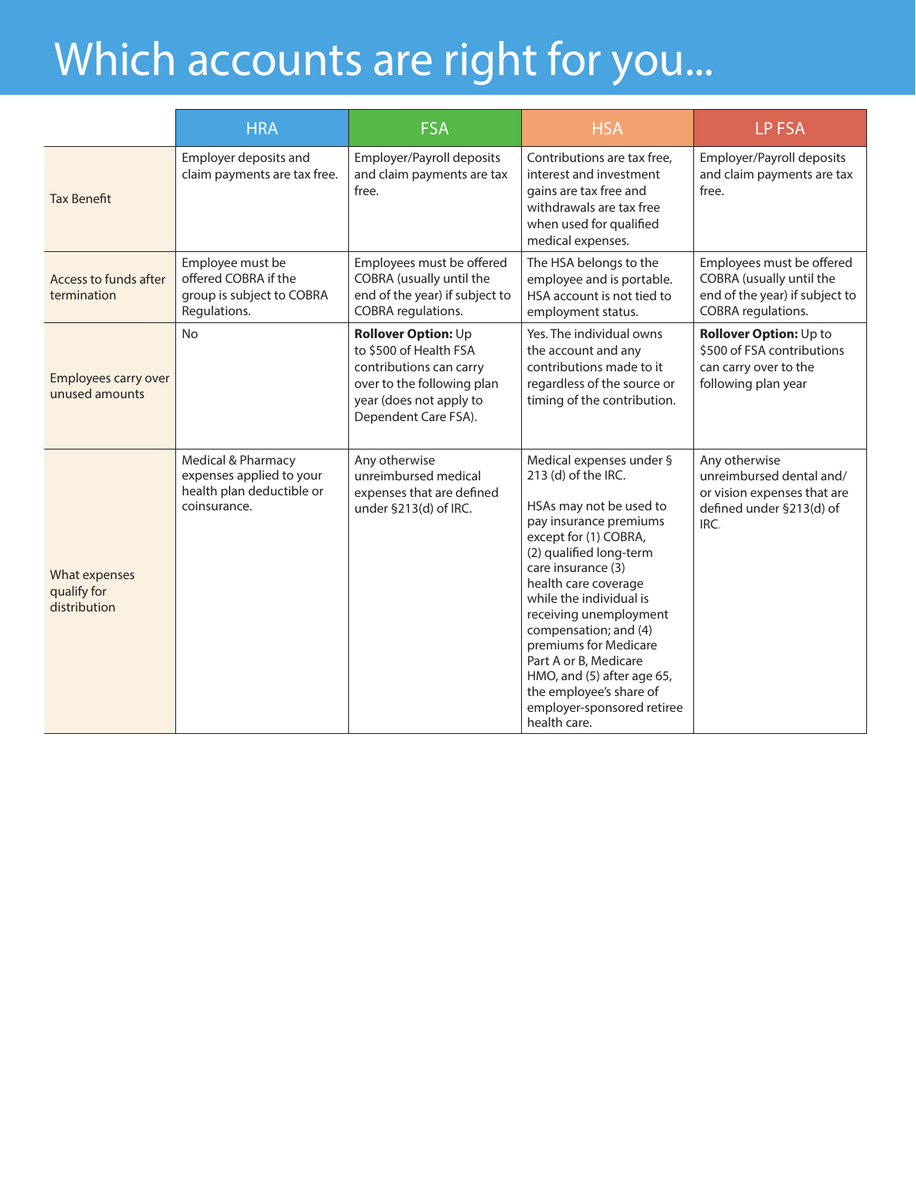# Which accounts are right for you...

| | HRA | FSA | HSA | LP FSA |
|---|---|---|---|---|
| Tax Benefit | Employer deposits and claim payments are tax free. | Employer/Payroll deposits and claim payments are tax free. | Contributions are tax free, interest and investment gains are tax free and withdrawals are tax free when used for qualified medical expenses. | Employer/Payroll deposits and claim payments are tax free. |
| Access to funds after termination | Employee must be offered COBRA if the group is subject to COBRA Regulations. | Employees must be offered COBRA (usually until the end of the year) if subject to COBRA regulations. | The HSA belongs to the employee and is portable. HSA account is not tied to employment status. | Employees must be offered COBRA (usually until the end of the year) if subject to COBRA regulations. |
| Employees carry over unused amounts | No | **Rollover Option:** Up to $500 of Health FSA contributions can carry over to the following plan year (does not apply to Dependent Care FSA). | Yes. The individual owns the account and any contributions made to it regardless of the source or timing of the contribution. | **Rollover Option:** Up to $500 of FSA contributions can carry over to the following plan year |
| What expenses qualify for distribution | Medical & Pharmacy expenses applied to your health plan deductible or coinsurance. | Any otherwise unreimbursed medical expenses that are defined under §213(d) of IRC. | Medical expenses under § 213 (d) of the IRC.<br><br>HSAs may not be used to pay insurance premiums except for (1) COBRA, (2) qualified long-term care insurance (3) health care coverage while the individual is receiving unemployment compensation; and (4) premiums for Medicare Part A or B, Medicare HMO, and (5) after age 65, the employee's share of employer-sponsored retiree health care. | Any otherwise unreimbursed dental and/or vision expenses that are defined under §213(d) of IRC. |